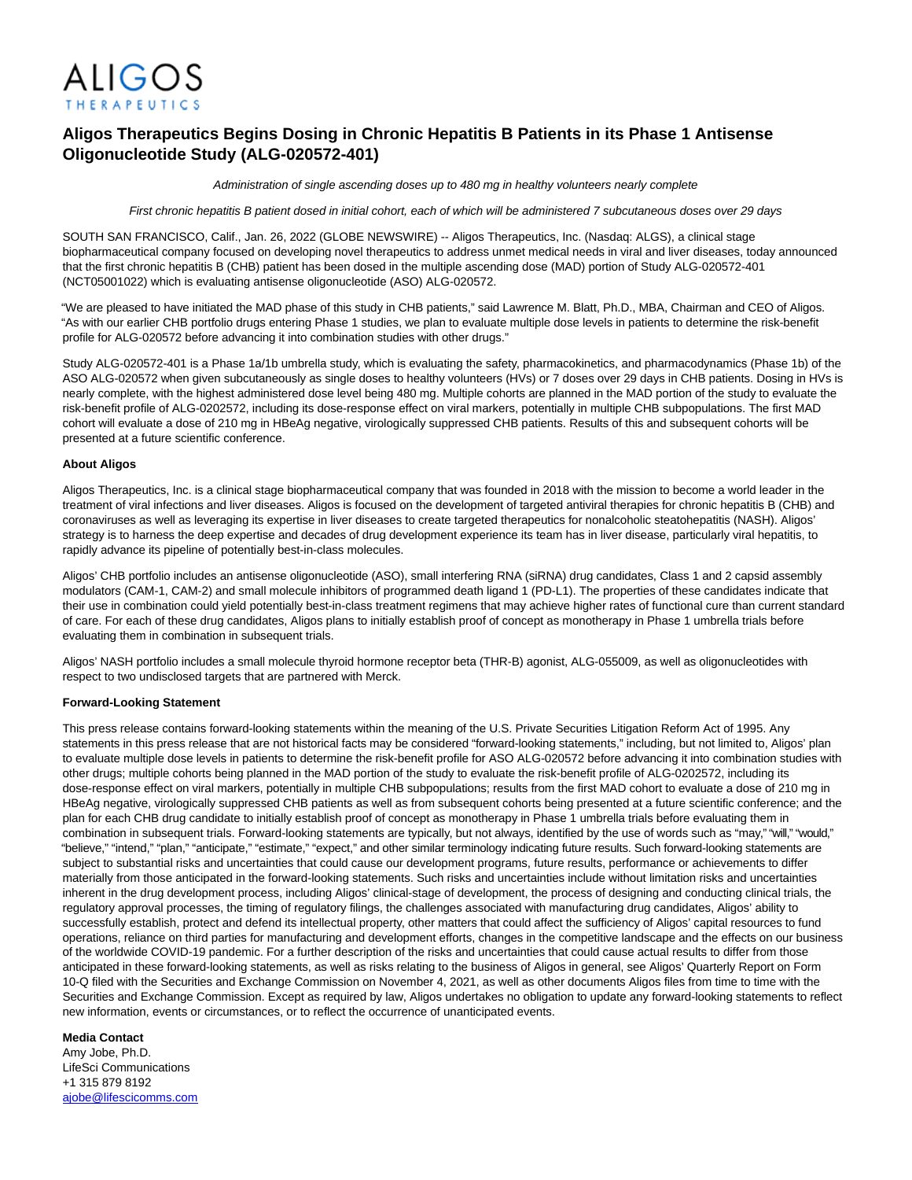ALIGOS
THERAPEUTICS

# Aligos Therapeutics Begins Dosing in Chronic Hepatitis B Patients in its Phase 1 Antisense Oligonucleotide Study (ALG-020572-401)

*Administration of single ascending doses up to 480 mg in healthy volunteers nearly complete*

*First chronic hepatitis B patient dosed in initial cohort, each of which will be administered 7 subcutaneous doses over 29 days*

SOUTH SAN FRANCISCO, Calif., Jan. 26, 2022 (GLOBE NEWSWIRE) -- Aligos Therapeutics, Inc. (Nasdaq: ALGS), a clinical stage biopharmaceutical company focused on developing novel therapeutics to address unmet medical needs in viral and liver diseases, today announced that the first chronic hepatitis B (CHB) patient has been dosed in the multiple ascending dose (MAD) portion of Study ALG-020572-401 (NCT05001022) which is evaluating antisense oligonucleotide (ASO) ALG-020572.

"We are pleased to have initiated the MAD phase of this study in CHB patients," said Lawrence M. Blatt, Ph.D., MBA, Chairman and CEO of Aligos. "As with our earlier CHB portfolio drugs entering Phase 1 studies, we plan to evaluate multiple dose levels in patients to determine the risk-benefit profile for ALG-020572 before advancing it into combination studies with other drugs."

Study ALG-020572-401 is a Phase 1a/1b umbrella study, which is evaluating the safety, pharmacokinetics, and pharmacodynamics (Phase 1b) of the ASO ALG-020572 when given subcutaneously as single doses to healthy volunteers (HVs) or 7 doses over 29 days in CHB patients. Dosing in HVs is nearly complete, with the highest administered dose level being 480 mg. Multiple cohorts are planned in the MAD portion of the study to evaluate the risk-benefit profile of ALG-0202572, including its dose-response effect on viral markers, potentially in multiple CHB subpopulations. The first MAD cohort will evaluate a dose of 210 mg in HBeAg negative, virologically suppressed CHB patients. Results of this and subsequent cohorts will be presented at a future scientific conference.

**About Aligos**

Aligos Therapeutics, Inc. is a clinical stage biopharmaceutical company that was founded in 2018 with the mission to become a world leader in the treatment of viral infections and liver diseases. Aligos is focused on the development of targeted antiviral therapies for chronic hepatitis B (CHB) and coronaviruses as well as leveraging its expertise in liver diseases to create targeted therapeutics for nonalcoholic steatohepatitis (NASH). Aligos' strategy is to harness the deep expertise and decades of drug development experience its team has in liver disease, particularly viral hepatitis, to rapidly advance its pipeline of potentially best-in-class molecules.

Aligos' CHB portfolio includes an antisense oligonucleotide (ASO), small interfering RNA (siRNA) drug candidates, Class 1 and 2 capsid assembly modulators (CAM-1, CAM-2) and small molecule inhibitors of programmed death ligand 1 (PD-L1). The properties of these candidates indicate that their use in combination could yield potentially best-in-class treatment regimens that may achieve higher rates of functional cure than current standard of care. For each of these drug candidates, Aligos plans to initially establish proof of concept as monotherapy in Phase 1 umbrella trials before evaluating them in combination in subsequent trials.

Aligos' NASH portfolio includes a small molecule thyroid hormone receptor beta (THR-B) agonist, ALG-055009, as well as oligonucleotides with respect to two undisclosed targets that are partnered with Merck.

**Forward-Looking Statement**

This press release contains forward-looking statements within the meaning of the U.S. Private Securities Litigation Reform Act of 1995. Any statements in this press release that are not historical facts may be considered "forward-looking statements," including, but not limited to, Aligos' plan to evaluate multiple dose levels in patients to determine the risk-benefit profile for ASO ALG-020572 before advancing it into combination studies with other drugs; multiple cohorts being planned in the MAD portion of the study to evaluate the risk-benefit profile of ALG-0202572, including its dose-response effect on viral markers, potentially in multiple CHB subpopulations; results from the first MAD cohort to evaluate a dose of 210 mg in HBeAg negative, virologically suppressed CHB patients as well as from subsequent cohorts being presented at a future scientific conference; and the plan for each CHB drug candidate to initially establish proof of concept as monotherapy in Phase 1 umbrella trials before evaluating them in combination in subsequent trials. Forward-looking statements are typically, but not always, identified by the use of words such as "may," "will," "would," "believe," "intend," "plan," "anticipate," "estimate," "expect," and other similar terminology indicating future results. Such forward-looking statements are subject to substantial risks and uncertainties that could cause our development programs, future results, performance or achievements to differ materially from those anticipated in the forward-looking statements. Such risks and uncertainties include without limitation risks and uncertainties inherent in the drug development process, including Aligos' clinical-stage of development, the process of designing and conducting clinical trials, the regulatory approval processes, the timing of regulatory filings, the challenges associated with manufacturing drug candidates, Aligos' ability to successfully establish, protect and defend its intellectual property, other matters that could affect the sufficiency of Aligos' capital resources to fund operations, reliance on third parties for manufacturing and development efforts, changes in the competitive landscape and the effects on our business of the worldwide COVID-19 pandemic. For a further description of the risks and uncertainties that could cause actual results to differ from those anticipated in these forward-looking statements, as well as risks relating to the business of Aligos in general, see Aligos' Quarterly Report on Form 10-Q filed with the Securities and Exchange Commission on November 4, 2021, as well as other documents Aligos files from time to time with the Securities and Exchange Commission. Except as required by law, Aligos undertakes no obligation to update any forward-looking statements to reflect new information, events or circumstances, or to reflect the occurrence of unanticipated events.

**Media Contact**
Amy Jobe, Ph.D.
LifeSci Communications
+1 315 879 8192
ajobe@lifescicomms.com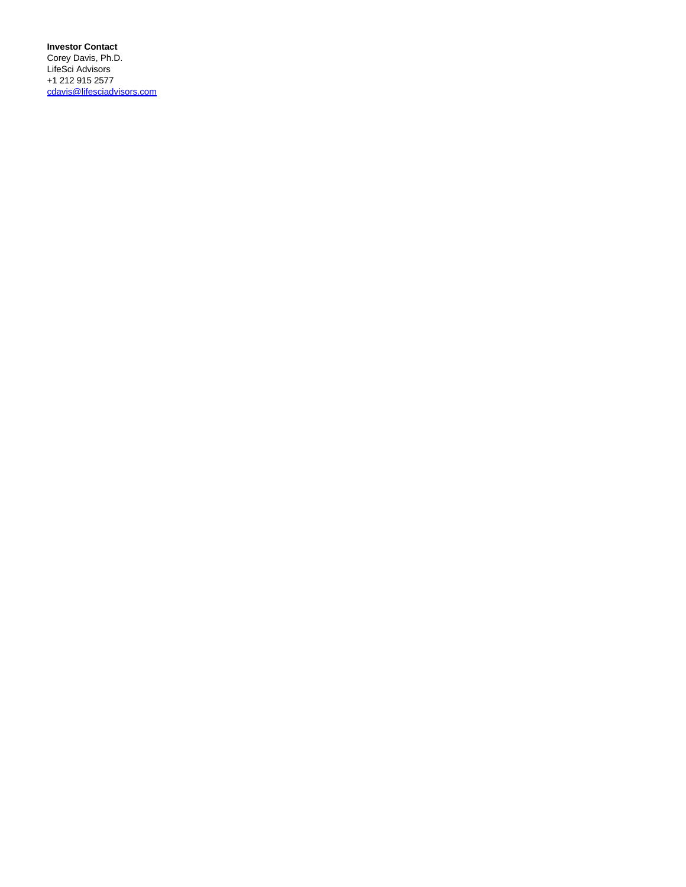**Investor Contact**
Corey Davis, Ph.D.
LifeSci Advisors
+1 212 915 2577
cdavis@lifesciadvisors.com